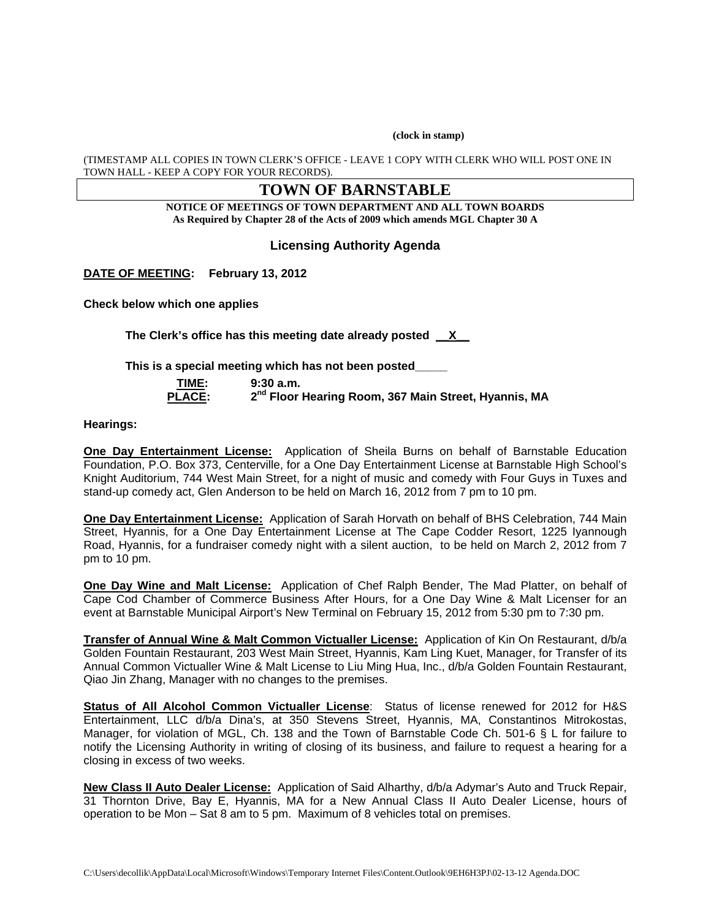**(clock in stamp)**

(TIMESTAMP ALL COPIES IN TOWN CLERK'S OFFICE - LEAVE 1 COPY WITH CLERK WHO WILL POST ONE IN TOWN HALL - KEEP A COPY FOR YOUR RECORDS).

# TOWN OF BARNSTABLE

**NOTICE OF MEETINGS OF TOWN DEPARTMENT AND ALL TOWN BOARDS**
**As Required by Chapter 28 of the Acts of 2009 which amends MGL Chapter 30 A**

## Licensing Authority Agenda

**DATE OF MEETING: February 13, 2012**

**Check below which one applies**

**The Clerk's office has this meeting date already posted \_\_X\_\_**

**This is a special meeting which has not been posted\_\_\_\_\_**

**TIME:** 9:30 a.m.
**PLACE:** 2nd Floor Hearing Room, 367 Main Street, Hyannis, MA

**Hearings:**

**One Day Entertainment License:** Application of Sheila Burns on behalf of Barnstable Education Foundation, P.O. Box 373, Centerville, for a One Day Entertainment License at Barnstable High School's Knight Auditorium, 744 West Main Street, for a night of music and comedy with Four Guys in Tuxes and stand-up comedy act, Glen Anderson to be held on March 16, 2012 from 7 pm to 10 pm.

**One Day Entertainment License:** Application of Sarah Horvath on behalf of BHS Celebration, 744 Main Street, Hyannis, for a One Day Entertainment License at The Cape Codder Resort, 1225 Iyannough Road, Hyannis, for a fundraiser comedy night with a silent auction, to be held on March 2, 2012 from 7 pm to 10 pm.

**One Day Wine and Malt License:** Application of Chef Ralph Bender, The Mad Platter, on behalf of Cape Cod Chamber of Commerce Business After Hours, for a One Day Wine & Malt Licenser for an event at Barnstable Municipal Airport's New Terminal on February 15, 2012 from 5:30 pm to 7:30 pm.

**Transfer of Annual Wine & Malt Common Victualler License:** Application of Kin On Restaurant, d/b/a Golden Fountain Restaurant, 203 West Main Street, Hyannis, Kam Ling Kuet, Manager, for Transfer of its Annual Common Victualler Wine & Malt License to Liu Ming Hua, Inc., d/b/a Golden Fountain Restaurant, Qiao Jin Zhang, Manager with no changes to the premises.

**Status of All Alcohol Common Victualler License**: Status of license renewed for 2012 for H&S Entertainment, LLC d/b/a Dina's, at 350 Stevens Street, Hyannis, MA, Constantinos Mitrokostas, Manager, for violation of MGL, Ch. 138 and the Town of Barnstable Code Ch. 501-6 § L for failure to notify the Licensing Authority in writing of closing of its business, and failure to request a hearing for a closing in excess of two weeks.

**New Class II Auto Dealer License:** Application of Said Alharthy, d/b/a Adymar's Auto and Truck Repair, 31 Thornton Drive, Bay E, Hyannis, MA for a New Annual Class II Auto Dealer License, hours of operation to be Mon – Sat 8 am to 5 pm. Maximum of 8 vehicles total on premises.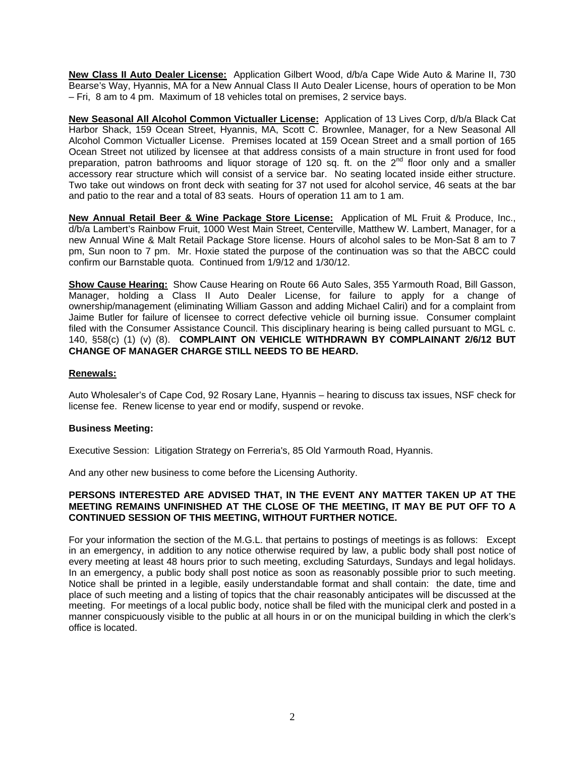**New Class II Auto Dealer License:** Application Gilbert Wood, d/b/a Cape Wide Auto & Marine II, 730 Bearse's Way, Hyannis, MA for a New Annual Class II Auto Dealer License, hours of operation to be Mon – Fri, 8 am to 4 pm. Maximum of 18 vehicles total on premises, 2 service bays.

**New Seasonal All Alcohol Common Victualler License:** Application of 13 Lives Corp, d/b/a Black Cat Harbor Shack, 159 Ocean Street, Hyannis, MA, Scott C. Brownlee, Manager, for a New Seasonal All Alcohol Common Victualler License. Premises located at 159 Ocean Street and a small portion of 165 Ocean Street not utilized by licensee at that address consists of a main structure in front used for food preparation, patron bathrooms and liquor storage of 120 sq. ft. on the 2nd floor only and a smaller accessory rear structure which will consist of a service bar. No seating located inside either structure. Two take out windows on front deck with seating for 37 not used for alcohol service, 46 seats at the bar and patio to the rear and a total of 83 seats. Hours of operation 11 am to 1 am.

**New Annual Retail Beer & Wine Package Store License:** Application of ML Fruit & Produce, Inc., d/b/a Lambert's Rainbow Fruit, 1000 West Main Street, Centerville, Matthew W. Lambert, Manager, for a new Annual Wine & Malt Retail Package Store license. Hours of alcohol sales to be Mon-Sat 8 am to 7 pm, Sun noon to 7 pm. Mr. Hoxie stated the purpose of the continuation was so that the ABCC could confirm our Barnstable quota. Continued from 1/9/12 and 1/30/12.

**Show Cause Hearing:** Show Cause Hearing on Route 66 Auto Sales, 355 Yarmouth Road, Bill Gasson, Manager, holding a Class II Auto Dealer License, for failure to apply for a change of ownership/management (eliminating William Gasson and adding Michael Caliri) and for a complaint from Jaime Butler for failure of licensee to correct defective vehicle oil burning issue. Consumer complaint filed with the Consumer Assistance Council. This disciplinary hearing is being called pursuant to MGL c. 140, §58(c) (1) (v) (8). **COMPLAINT ON VEHICLE WITHDRAWN BY COMPLAINANT 2/6/12 BUT CHANGE OF MANAGER CHARGE STILL NEEDS TO BE HEARD.**

**Renewals:**

Auto Wholesaler's of Cape Cod, 92 Rosary Lane, Hyannis – hearing to discuss tax issues, NSF check for license fee. Renew license to year end or modify, suspend or revoke.

**Business Meeting:**

Executive Session: Litigation Strategy on Ferreria's, 85 Old Yarmouth Road, Hyannis.

And any other new business to come before the Licensing Authority.

**PERSONS INTERESTED ARE ADVISED THAT, IN THE EVENT ANY MATTER TAKEN UP AT THE MEETING REMAINS UNFINISHED AT THE CLOSE OF THE MEETING, IT MAY BE PUT OFF TO A CONTINUED SESSION OF THIS MEETING, WITHOUT FURTHER NOTICE.**

For your information the section of the M.G.L. that pertains to postings of meetings is as follows: Except in an emergency, in addition to any notice otherwise required by law, a public body shall post notice of every meeting at least 48 hours prior to such meeting, excluding Saturdays, Sundays and legal holidays. In an emergency, a public body shall post notice as soon as reasonably possible prior to such meeting. Notice shall be printed in a legible, easily understandable format and shall contain: the date, time and place of such meeting and a listing of topics that the chair reasonably anticipates will be discussed at the meeting. For meetings of a local public body, notice shall be filed with the municipal clerk and posted in a manner conspicuously visible to the public at all hours in or on the municipal building in which the clerk's office is located.